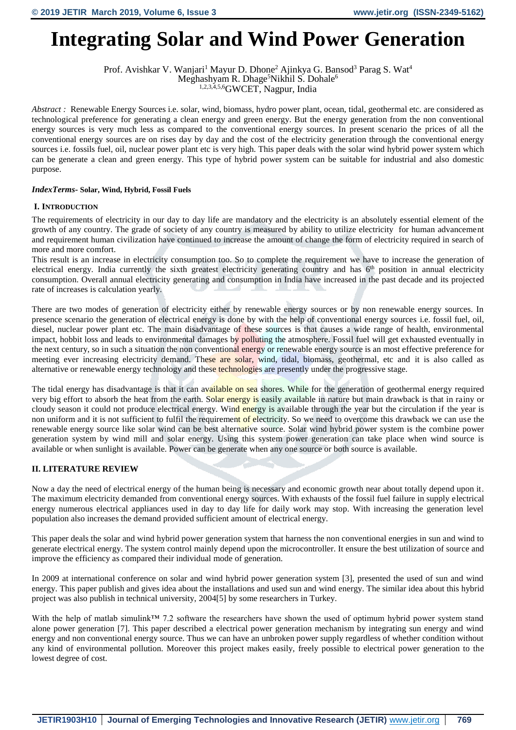# Integrating Solar and Wind Power Generation

Prof. Avishkar V. Wanjari[1] Mayur D. Dhone[2] Ajinkya G. Bansod[3] Parag S. Wat[4]
Meghashyam R. Dhage[5] Nikhil S. Dohale[6]
[1,2,3,4,5,6]GWCET, Nagpur, India

*Abstract :* Renewable Energy Sources i.e. solar, wind, biomass, hydro power plant, ocean, tidal, geothermal etc. are considered as technological preference for generating a clean energy and green energy. But the energy generation from the non conventional energy sources is very much less as compared to the conventional energy sources. In present scenario the prices of all the conventional energy sources are on rises day by day and the cost of the electricity generation through the conventional energy sources i.e. fossils fuel, oil, nuclear power plant etc is very high. This paper deals with the solar wind hybrid power system which can be generate a clean and green energy. This type of hybrid power system can be suitable for industrial and also domestic purpose.

***IndexTerms*- Solar, Wind, Hybrid, Fossil Fuels**

## I. INTRODUCTION

The requirements of electricity in our day to day life are mandatory and the electricity is an absolutely essential element of the growth of any country. The grade of society of any country is measured by ability to utilize electricity for human advancement and requirement human civilization have continued to increase the amount of change the form of electricity required in search of more and more comfort.

This result is an increase in electricity consumption too. So to complete the requirement we have to increase the generation of electrical energy. India currently the sixth greatest electricity generating country and has 6th position in annual electricity consumption. Overall annual electricity generating and consumption in India have increased in the past decade and its projected rate of increases is calculation yearly.

There are two modes of generation of electricity either by renewable energy sources or by non renewable energy sources. In presence scenario the generation of electrical energy is done by with the help of conventional energy sources i.e. fossil fuel, oil, diesel, nuclear power plant etc. The main disadvantage of these sources is that causes a wide range of health, environmental impact, hobbit loss and leads to environmental damages by polluting the atmosphere. Fossil fuel will get exhausted eventually in the next century, so in such a situation the non conventional energy or renewable energy source is an most effective preference for meeting ever increasing electricity demand. These are solar, wind, tidal, biomass, geothermal, etc and it is also called as alternative or renewable energy technology and these technologies are presently under the progressive stage.

The tidal energy has disadvantage is that it can available on sea shores. While for the generation of geothermal energy required very big effort to absorb the heat from the earth. Solar energy is easily available in nature but main drawback is that in rainy or cloudy season it could not produce electrical energy. Wind energy is available through the year but the circulation if the year is non uniform and it is not sufficient to fulfil the requirement of electricity. So we need to overcome this drawback we can use the renewable energy source like solar wind can be best alternative source. Solar wind hybrid power system is the combine power generation system by wind mill and solar energy. Using this system power generation can take place when wind source is available or when sunlight is available. Power can be generate when any one source or both source is available.

## II. LITERATURE REVIEW

Now a day the need of electrical energy of the human being is necessary and economic growth near about totally depend upon it. The maximum electricity demanded from conventional energy sources. With exhausts of the fossil fuel failure in supply electrical energy numerous electrical appliances used in day to day life for daily work may stop. With increasing the generation level population also increases the demand provided sufficient amount of electrical energy.

This paper deals the solar and wind hybrid power generation system that harness the non conventional energies in sun and wind to generate electrical energy. The system control mainly depend upon the microcontroller. It ensure the best utilization of source and improve the efficiency as compared their individual mode of generation.

In 2009 at international conference on solar and wind hybrid power generation system [3], presented the used of sun and wind energy. This paper publish and gives idea about the installations and used sun and wind energy. The similar idea about this hybrid project was also publish in technical university, 2004[5] by some researchers in Turkey.

With the help of matlab simulink™ 7.2 software the researchers have shown the used of optimum hybrid power system stand alone power generation [7]. This paper described a electrical power generation mechanism by integrating sun energy and wind energy and non conventional energy source. Thus we can have an unbroken power supply regardless of whether condition without any kind of environmental pollution. Moreover this project makes easily, freely possible to electrical power generation to the lowest degree of cost.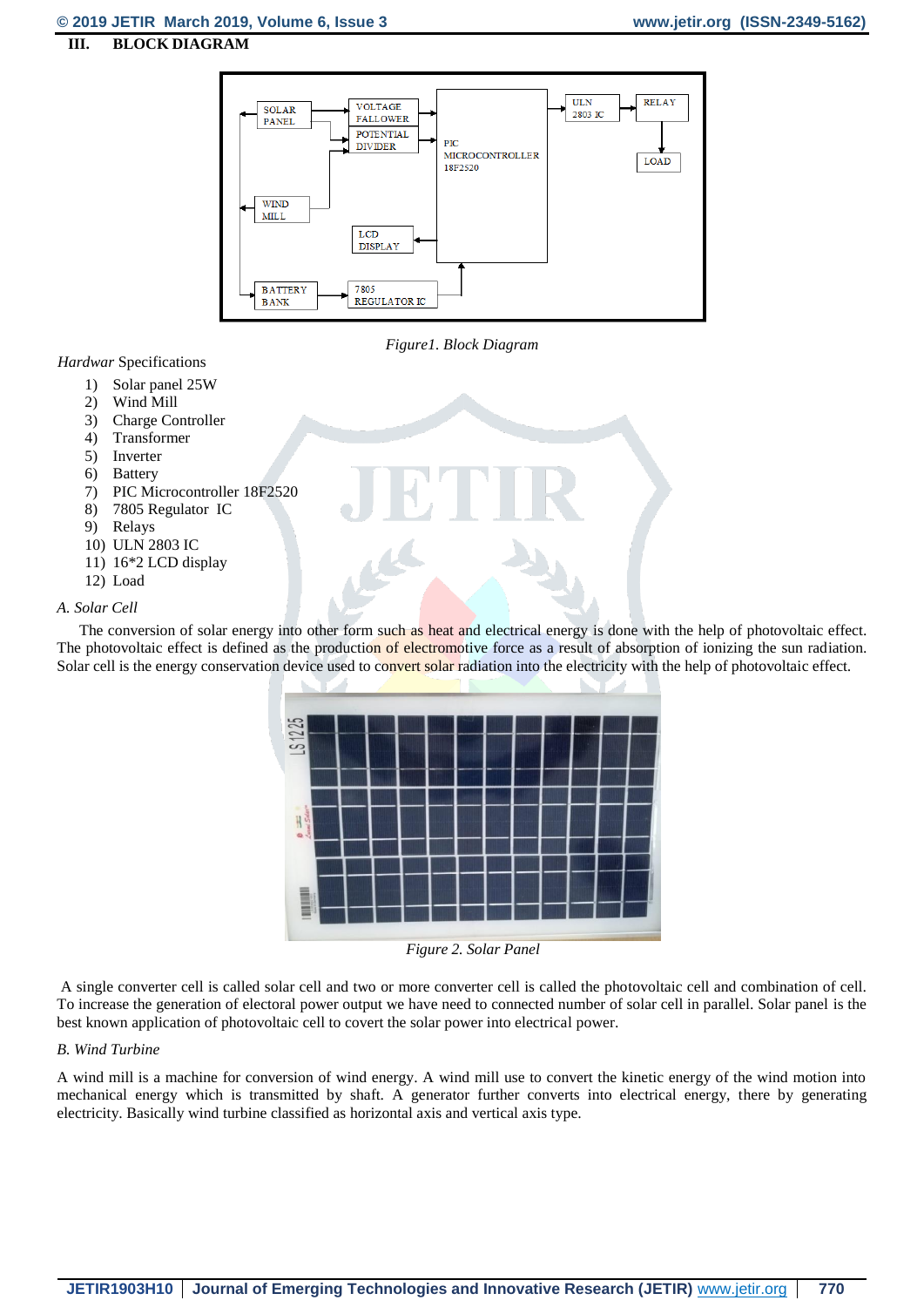## III. BLOCK DIAGRAM

*Figure1. Block Diagram*

*Hardwar* Specifications

1) Solar panel 25W
2) Wind Mill
3) Charge Controller
4) Transformer
5) Inverter
6) Battery
7) PIC Microcontroller 18F2520
8) 7805 Regulator IC
9) Relays
10) ULN 2803 IC
11) 16*2 LCD display
12) Load

### *A. Solar Cell*

The conversion of solar energy into other form such as heat and electrical energy is done with the help of photovoltaic effect. The photovoltaic effect is defined as the production of electromotive force as a result of absorption of ionizing the sun radiation. Solar cell is the energy conservation device used to convert solar radiation into the electricity with the help of photovoltaic effect.

*Figure 2. Solar Panel*

A single converter cell is called solar cell and two or more converter cell is called the photovoltaic cell and combination of cell. To increase the generation of electoral power output we have need to connected number of solar cell in parallel. Solar panel is the best known application of photovoltaic cell to covert the solar power into electrical power.

### *B. Wind Turbine*

A wind mill is a machine for conversion of wind energy. A wind mill use to convert the kinetic energy of the wind motion into mechanical energy which is transmitted by shaft. A generator further converts into electrical energy, there by generating electricity. Basically wind turbine classified as horizontal axis and vertical axis type.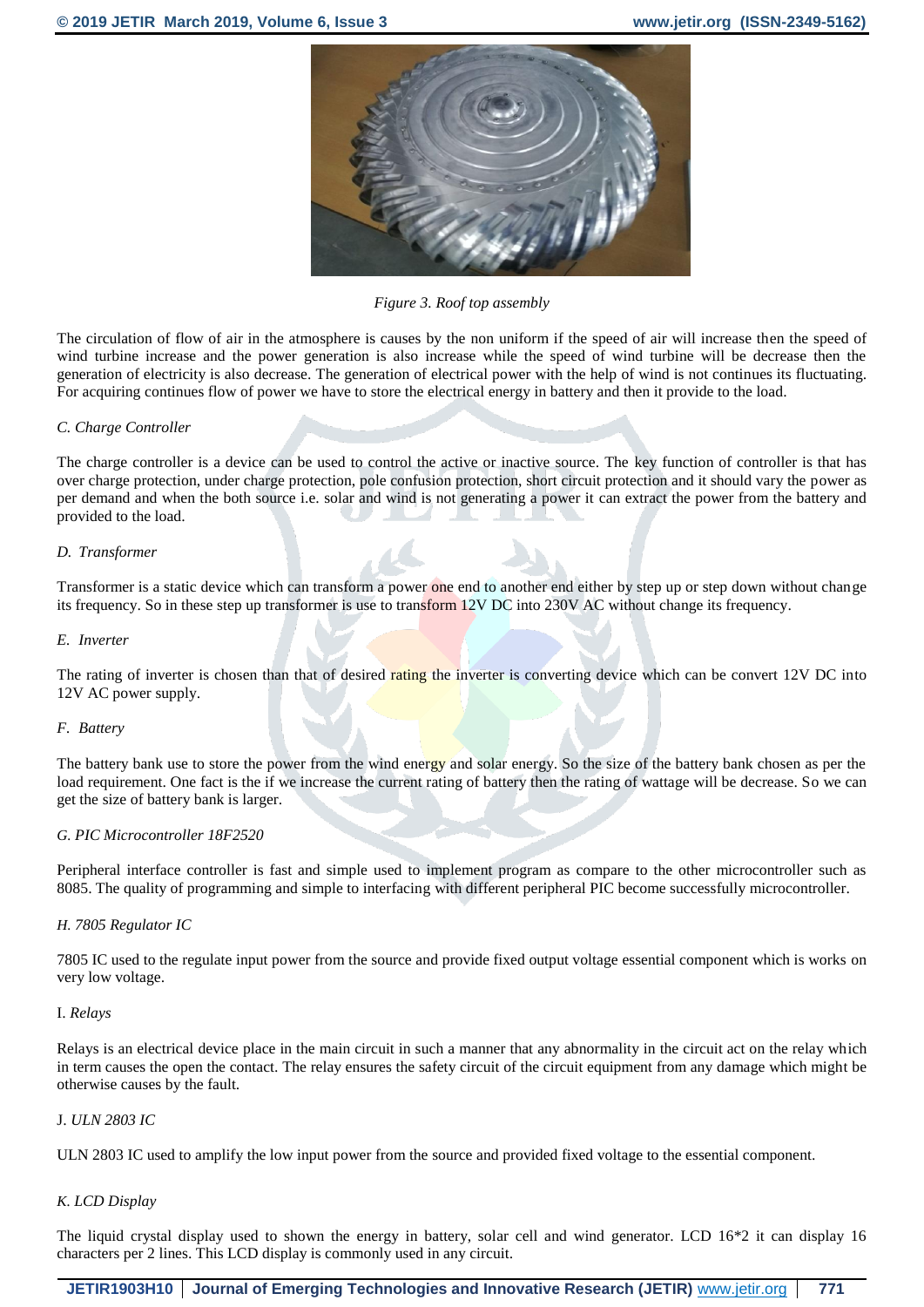*Figure 3. Roof top assembly*

The circulation of flow of air in the atmosphere is causes by the non uniform if the speed of air will increase then the speed of wind turbine increase and the power generation is also increase while the speed of wind turbine will be decrease then the generation of electricity is also decrease. The generation of electrical power with the help of wind is not continues its fluctuating. For acquiring continues flow of power we have to store the electrical energy in battery and then it provide to the load.

*C. Charge Controller*

The charge controller is a device can be used to control the active or inactive source. The key function of controller is that has over charge protection, under charge protection, pole confusion protection, short circuit protection and it should vary the power as per demand and when the both source i.e. solar and wind is not generating a power it can extract the power from the battery and provided to the load.

*D. Transformer*

Transformer is a static device which can transform a power one end to another end either by step up or step down without change its frequency. So in these step up transformer is use to transform 12V DC into 230V AC without change its frequency.

*E. Inverter*

The rating of inverter is chosen than that of desired rating the inverter is converting device which can be convert 12V DC into 12V AC power supply.

*F. Battery*

The battery bank use to store the power from the wind energy and solar energy. So the size of the battery bank chosen as per the load requirement. One fact is the if we increase the current rating of battery then the rating of wattage will be decrease. So we can get the size of battery bank is larger.

*G. PIC Microcontroller 18F2520*

Peripheral interface controller is fast and simple used to implement program as compare to the other microcontroller such as 8085. The quality of programming and simple to interfacing with different peripheral PIC become successfully microcontroller.

*H. 7805 Regulator IC*

7805 IC used to the regulate input power from the source and provide fixed output voltage essential component which is works on very low voltage.

I. *Relays*

Relays is an electrical device place in the main circuit in such a manner that any abnormality in the circuit act on the relay which in term causes the open the contact. The relay ensures the safety circuit of the circuit equipment from any damage which might be otherwise causes by the fault.

J. *ULN 2803 IC*

ULN 2803 IC used to amplify the low input power from the source and provided fixed voltage to the essential component.

*K. LCD Display*

The liquid crystal display used to shown the energy in battery, solar cell and wind generator. LCD 16*2 it can display 16 characters per 2 lines. This LCD display is commonly used in any circuit.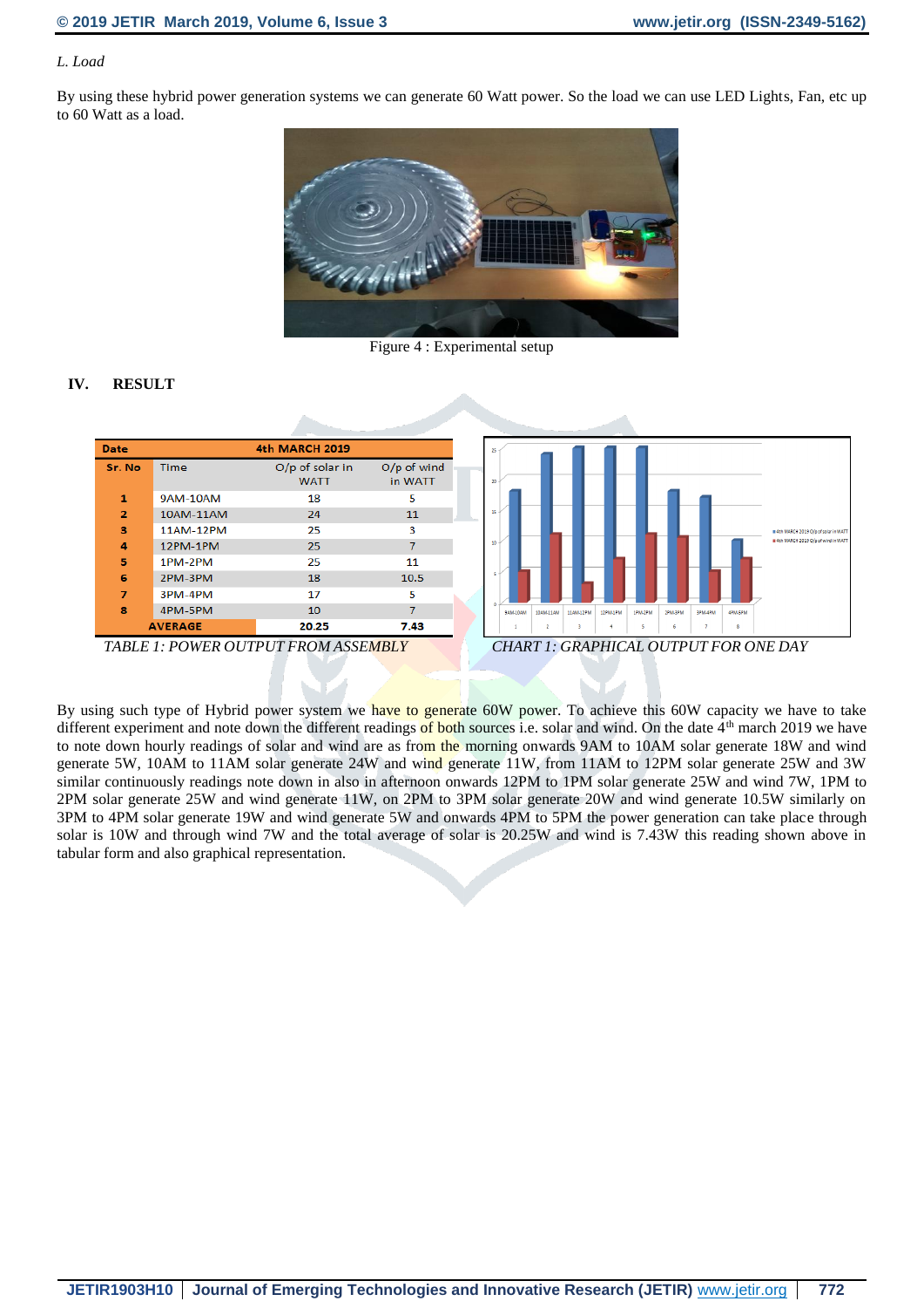*L. Load*

By using these hybrid power generation systems we can generate 60 Watt power. So the load we can use LED Lights, Fan, etc up to 60 Watt as a load.

Figure 4 : Experimental setup

## IV. RESULT

| Date | | 4th MARCH 2019 | |
|---|---|---|---|
| Sr. No | Time | O/p of solar in WATT | O/p of wind in WATT |
| 1 | 9AM-10AM | 18 | 5 |
| 2 | 10AM-11AM | 24 | 11 |
| 3 | 11AM-12PM | 25 | 3 |
| 4 | 12PM-1PM | 25 | 7 |
| 5 | 1PM-2PM | 25 | 11 |
| 6 | 2PM-3PM | 18 | 10.5 |
| 7 | 3PM-4PM | 17 | 5 |
| 8 | 4PM-5PM | 10 | 7 |
| AVERAGE | | 20.25 | 7.43 |

*TABLE 1: POWER OUTPUT FROM ASSEMBLY*

*CHART 1: GRAPHICAL OUTPUT FOR ONE DAY*

By using such type of Hybrid power system we have to generate 60W power. To achieve this 60W capacity we have to take different experiment and note down the different readings of both sources i.e. solar and wind. On the date 4th march 2019 we have to note down hourly readings of solar and wind are as from the morning onwards 9AM to 10AM solar generate 18W and wind generate 5W, 10AM to 11AM solar generate 24W and wind generate 11W, from 11AM to 12PM solar generate 25W and 3W similar continuously readings note down in also in afternoon onwards 12PM to 1PM solar generate 25W and wind 7W, 1PM to 2PM solar generate 25W and wind generate 11W, on 2PM to 3PM solar generate 20W and wind generate 10.5W similarly on 3PM to 4PM solar generate 19W and wind generate 5W and onwards 4PM to 5PM the power generation can take place through solar is 10W and through wind 7W and the total average of solar is 20.25W and wind is 7.43W this reading shown above in tabular form and also graphical representation.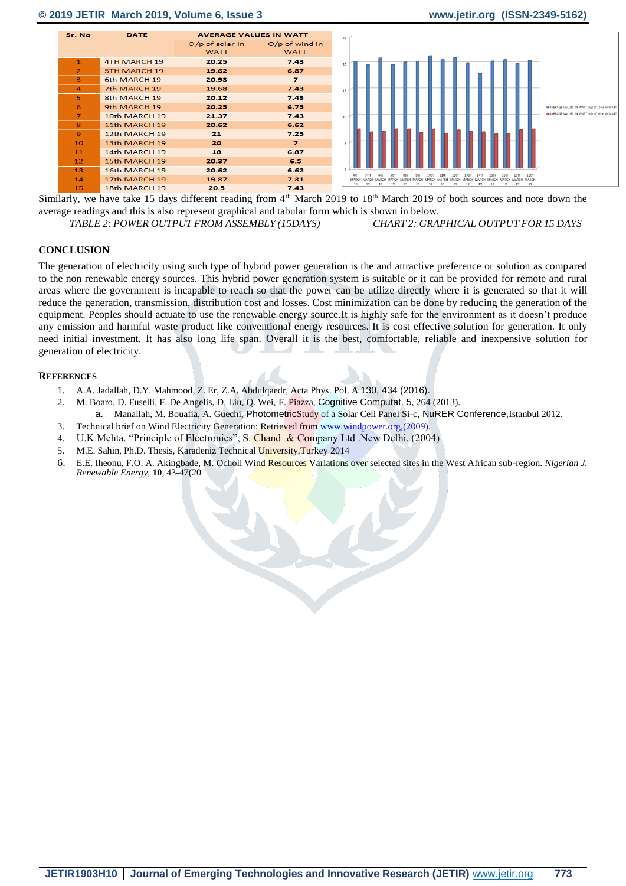| Sr. No | DATE | AVERAGE VALUES IN WATT | |
|---|---|---|---|
| | | O/p of solar in WATT | O/p of wind in WATT |
| 1 | 4TH MARCH 19 | 20.25 | 7.43 |
| 2 | 5TH MARCH 19 | 19.62 | 6.87 |
| 3 | 6th MARCH 19 | 20.93 | 7 |
| 4 | 7th MARCH 19 | 19.68 | 7.43 |
| 5 | 8th MARCH 19 | 20.12 | 7.43 |
| 6 | 9th MARCH 19 | 20.25 | 6.75 |
| 7 | 10th MARCH 19 | 21.37 | 7.43 |
| 8 | 11th MARCH 19 | 20.62 | 6.62 |
| 9 | 12th MARCH 19 | 21 | 7.25 |
| 10 | 13th MARCH 19 | 20 | 7 |
| 11 | 14th MARCH 19 | 18 | 6.87 |
| 12 | 15th MARCH 19 | 20.37 | 6.5 |
| 13 | 16th MARCH 19 | 20.62 | 6.62 |
| 14 | 17th MARCH 19 | 19.87 | 7.31 |
| 15 | 18th MARCH 19 | 20.5 | 7.43 |

35
30
25
20
15
10
5
0

4TH MARCH 19, 5TH MARCH 19, 6th MARCH 19, 7th MARCH 19, 8th MARCH 19, 9th MARCH 19, 10th MARCH 19, 11th MARCH 19, 12th MARCH 19, 13th MARCH 19, 14th MARCH 19, 15th MARCH 19, 16th MARCH 19, 17th MARCH 19, 18th MARCH 19

AVERAGE VALUES IN WATT O/p of solar in WATT
AVERAGE VALUES IN WATT O/p of wind in WATT

Similarly, we have take 15 days different reading from 4th March 2019 to 18th March 2019 of both sources and note down the average readings and this is also represent graphical and tabular form which is shown in below.

*TABLE 2: POWER OUTPUT FROM ASSEMBLY (15DAYS)*  *CHART 2: GRAPHICAL OUTPUT FOR 15 DAYS*

## CONCLUSION

The generation of electricity using such type of hybrid power generation is the and attractive preference or solution as compared to the non renewable energy sources. This hybrid power generation system is suitable or it can be provided for remote and rural areas where the government is incapable to reach so that the power can be utilize directly where it is generated so that it will reduce the generation, transmission, distribution cost and losses. Cost minimization can be done by reducing the generation of the equipment. Peoples should actuate to use the renewable energy source.It is highly safe for the environment as it doesn't produce any emission and harmful waste product like conventional energy resources. It is cost effective solution for generation. It only need initial investment. It has also long life span. Overall it is the best, comfortable, reliable and inexpensive solution for generation of electricity.

## REFERENCES

1. A.A. Jadallah, D.Y. Mahmood, Z. Er, Z.A. Abdulqaedr, Acta Phys. Pol. A 130, 434 (2016).
2. M. Boaro, D. Fuselli, F. De Angelis, D. Liu, Q. Wei, F. Piazza, Cognitive Computat. 5, 264 (2013).
   a. Manallah, M. Bouafia, A. Guechi, PhotometricStudy of a Solar Cell Panel Si-c, NuRER Conference,Istanbul 2012.
3. Technical brief on Wind Electricity Generation: Retrieved from www.windpower.org,(2009).
4. U.K Mehta. "Principle of Electronics", S. Chand & Company Ltd .New Delhi. (2004)
5. M.E. Sahin, Ph.D. Thesis, Karadeniz Technical University,Turkey 2014
6. E.E. Iheonu, F.O. A. Akingbade, M. Ocholi Wind Resources Variations over selected sites in the West African sub-region. *Nigerian J. Renewable Energy*, **10**, 43-47(20